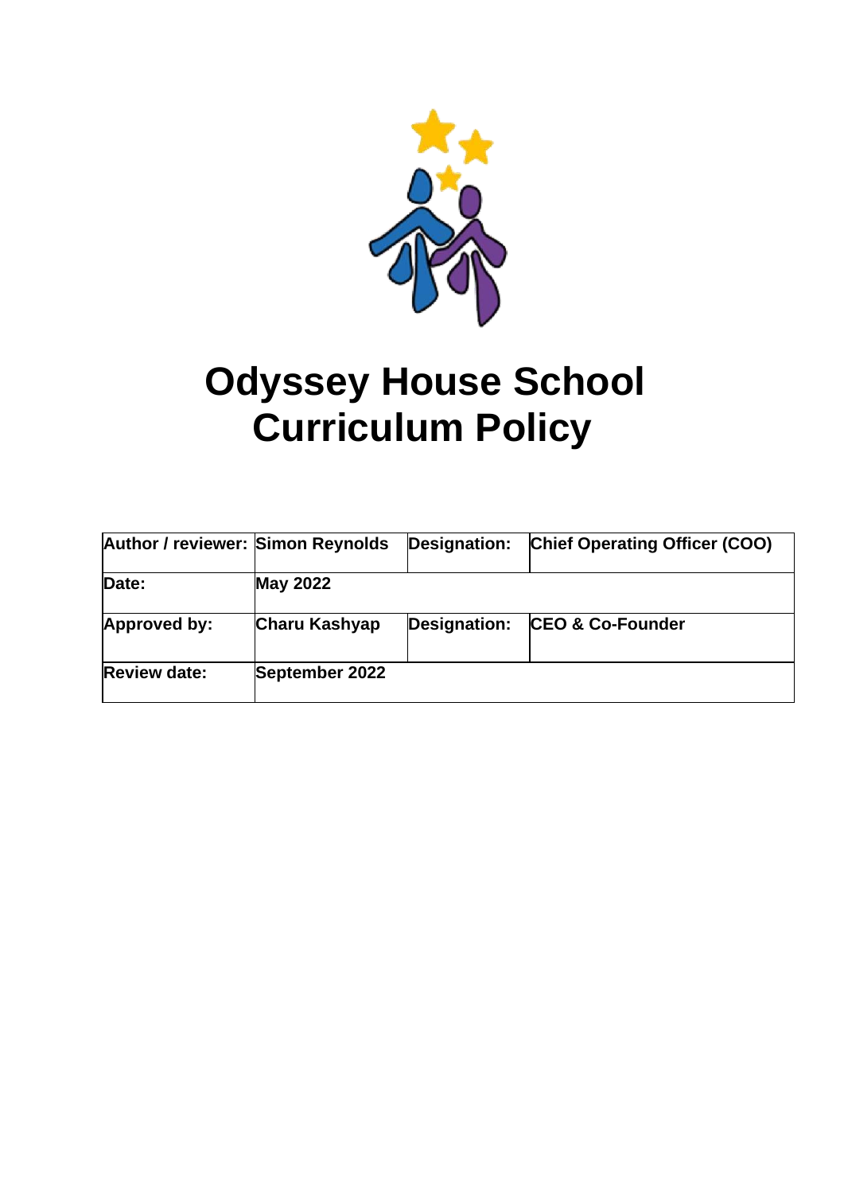# Odyssey House School Curriculum Policy

| Author / reviewer: | Simon Reynolds | Designation: | Chief Operating Officer (COO) |
| --- | --- | --- | --- |
| Date: | May 2022 | | |
| Approved by: | Charu Kashyap | Designation: | CEO & Co-Founder |
| Review date: | September 2022 | | |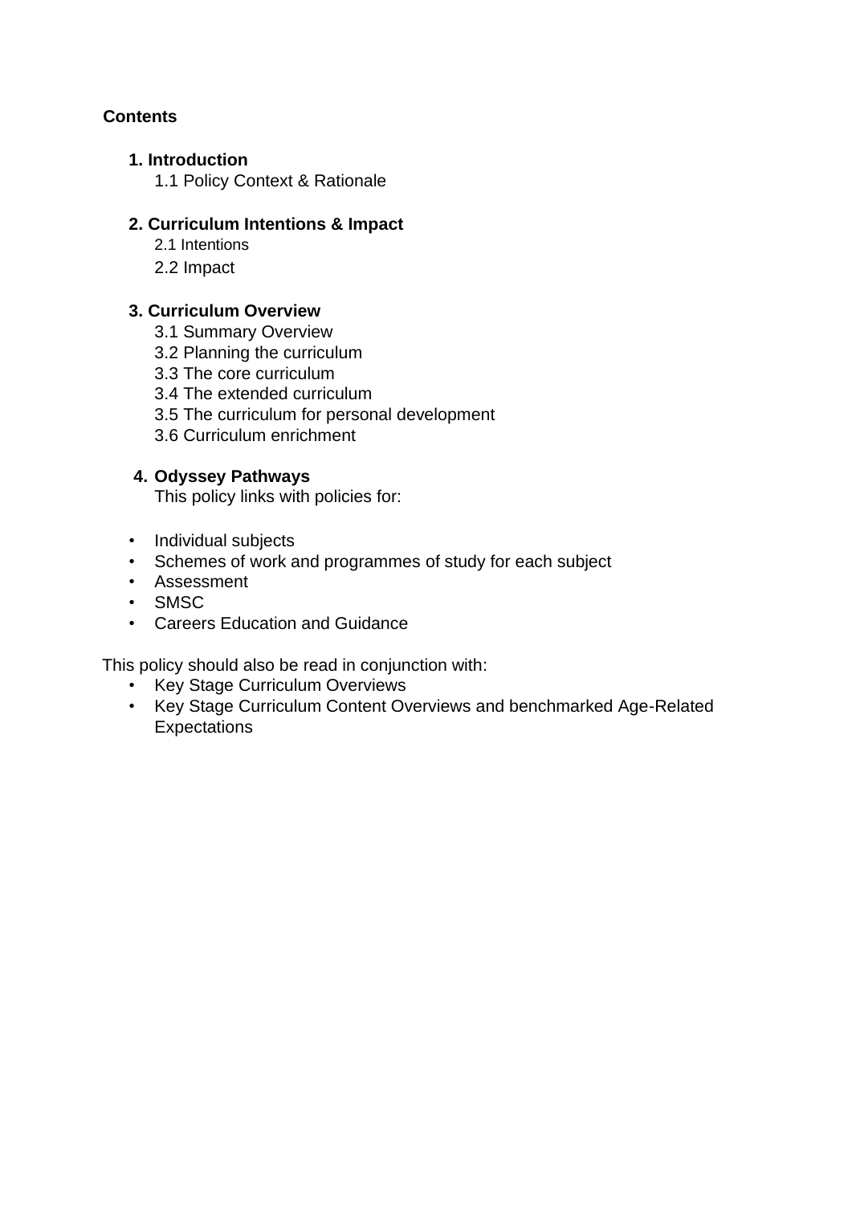**Contents**

**1. Introduction**
- 1.1 Policy Context & Rationale

**2. Curriculum Intentions & Impact**
- 2.1 Intentions
- 2.2 Impact

**3. Curriculum Overview**
- 3.1 Summary Overview
- 3.2 Planning the curriculum
- 3.3 The core curriculum
- 3.4 The extended curriculum
- 3.5 The curriculum for personal development
- 3.6 Curriculum enrichment

**4. Odyssey Pathways**

This policy links with policies for:

- Individual subjects
- Schemes of work and programmes of study for each subject
- Assessment
- SMSC
- Careers Education and Guidance

This policy should also be read in conjunction with:

- Key Stage Curriculum Overviews
- Key Stage Curriculum Content Overviews and benchmarked Age-Related Expectations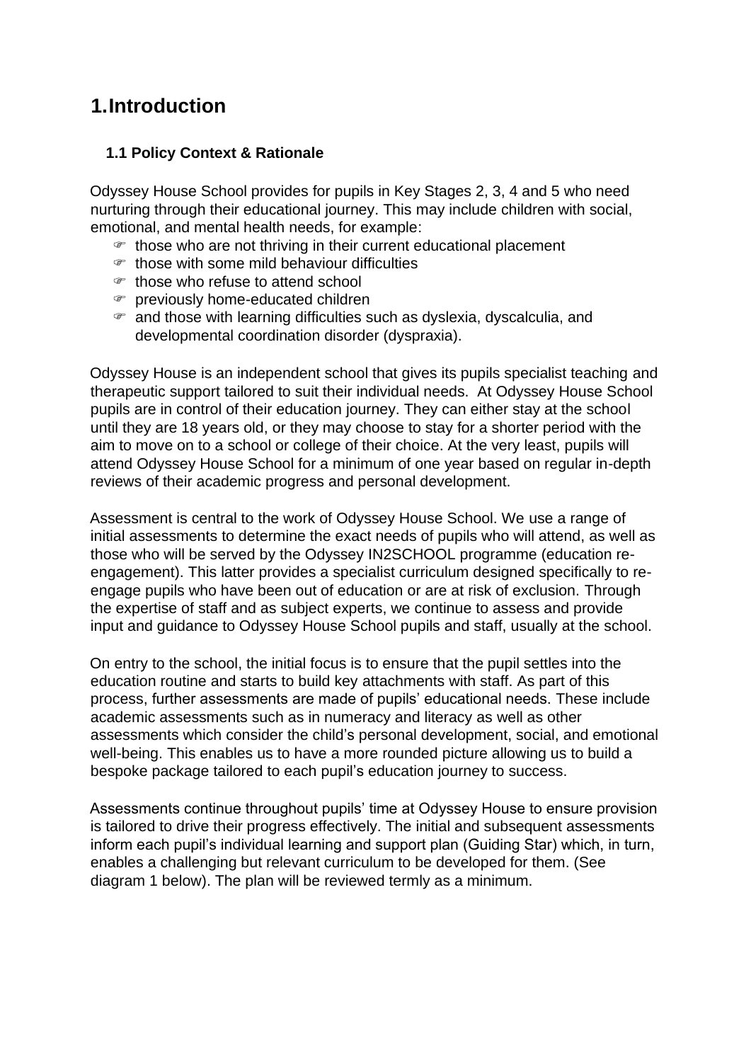# 1. Introduction

## 1.1 Policy Context & Rationale

Odyssey House School provides for pupils in Key Stages 2, 3, 4 and 5 who need nurturing through their educational journey. This may include children with social, emotional, and mental health needs, for example:

- those who are not thriving in their current educational placement
- those with some mild behaviour difficulties
- those who refuse to attend school
- previously home-educated children
- and those with learning difficulties such as dyslexia, dyscalculia, and developmental coordination disorder (dyspraxia).

Odyssey House is an independent school that gives its pupils specialist teaching and therapeutic support tailored to suit their individual needs. At Odyssey House School pupils are in control of their education journey. They can either stay at the school until they are 18 years old, or they may choose to stay for a shorter period with the aim to move on to a school or college of their choice. At the very least, pupils will attend Odyssey House School for a minimum of one year based on regular in-depth reviews of their academic progress and personal development.

Assessment is central to the work of Odyssey House School. We use a range of initial assessments to determine the exact needs of pupils who will attend, as well as those who will be served by the Odyssey IN2SCHOOL programme (education re-engagement). This latter provides a specialist curriculum designed specifically to re-engage pupils who have been out of education or are at risk of exclusion. Through the expertise of staff and as subject experts, we continue to assess and provide input and guidance to Odyssey House School pupils and staff, usually at the school.

On entry to the school, the initial focus is to ensure that the pupil settles into the education routine and starts to build key attachments with staff. As part of this process, further assessments are made of pupils' educational needs. These include academic assessments such as in numeracy and literacy as well as other assessments which consider the child's personal development, social, and emotional well-being. This enables us to have a more rounded picture allowing us to build a bespoke package tailored to each pupil's education journey to success.

Assessments continue throughout pupils' time at Odyssey House to ensure provision is tailored to drive their progress effectively. The initial and subsequent assessments inform each pupil's individual learning and support plan (Guiding Star) which, in turn, enables a challenging but relevant curriculum to be developed for them. (See diagram 1 below). The plan will be reviewed termly as a minimum.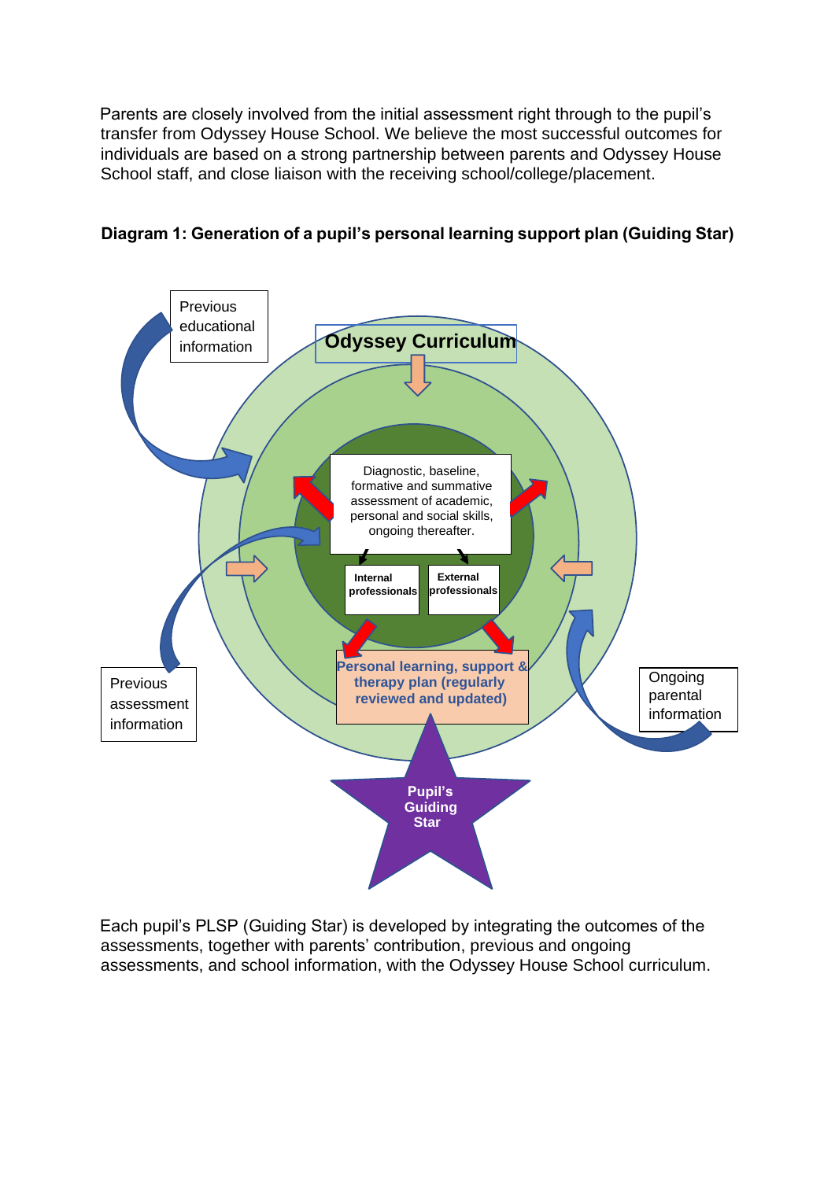Parents are closely involved from the initial assessment right through to the pupil's transfer from Odyssey House School. We believe the most successful outcomes for individuals are based on a strong partnership between parents and Odyssey House School staff, and close liaison with the receiving school/college/placement.

**Diagram 1: Generation of a pupil's personal learning support plan (Guiding Star)**

Previous educational information

Odyssey Curriculum

Diagnostic, baseline, formative and summative assessment of academic, personal and social skills, ongoing thereafter.

Internal professionals

External professionals

Previous assessment information

Ongoing parental information

**Personal learning, support & therapy plan (regularly reviewed and updated)**

**Pupil's Guiding Star**

Each pupil's PLSP (Guiding Star) is developed by integrating the outcomes of the assessments, together with parents' contribution, previous and ongoing assessments, and school information, with the Odyssey House School curriculum.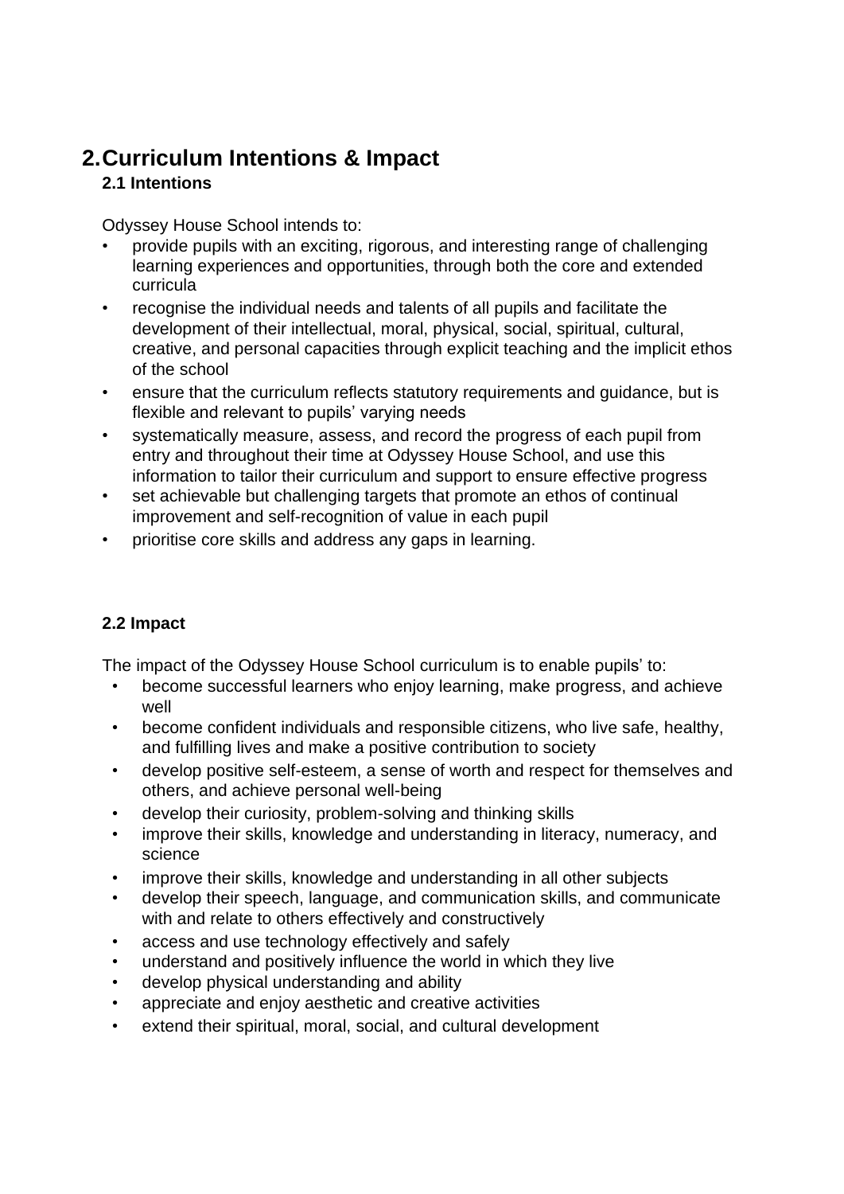# 2. Curriculum Intentions & Impact

## 2.1 Intentions

Odyssey House School intends to:

- provide pupils with an exciting, rigorous, and interesting range of challenging learning experiences and opportunities, through both the core and extended curricula
- recognise the individual needs and talents of all pupils and facilitate the development of their intellectual, moral, physical, social, spiritual, cultural, creative, and personal capacities through explicit teaching and the implicit ethos of the school
- ensure that the curriculum reflects statutory requirements and guidance, but is flexible and relevant to pupils' varying needs
- systematically measure, assess, and record the progress of each pupil from entry and throughout their time at Odyssey House School, and use this information to tailor their curriculum and support to ensure effective progress
- set achievable but challenging targets that promote an ethos of continual improvement and self-recognition of value in each pupil
- prioritise core skills and address any gaps in learning.

## 2.2 Impact

The impact of the Odyssey House School curriculum is to enable pupils' to:

- become successful learners who enjoy learning, make progress, and achieve well
- become confident individuals and responsible citizens, who live safe, healthy, and fulfilling lives and make a positive contribution to society
- develop positive self-esteem, a sense of worth and respect for themselves and others, and achieve personal well-being
- develop their curiosity, problem-solving and thinking skills
- improve their skills, knowledge and understanding in literacy, numeracy, and science
- improve their skills, knowledge and understanding in all other subjects
- develop their speech, language, and communication skills, and communicate with and relate to others effectively and constructively
- access and use technology effectively and safely
- understand and positively influence the world in which they live
- develop physical understanding and ability
- appreciate and enjoy aesthetic and creative activities
- extend their spiritual, moral, social, and cultural development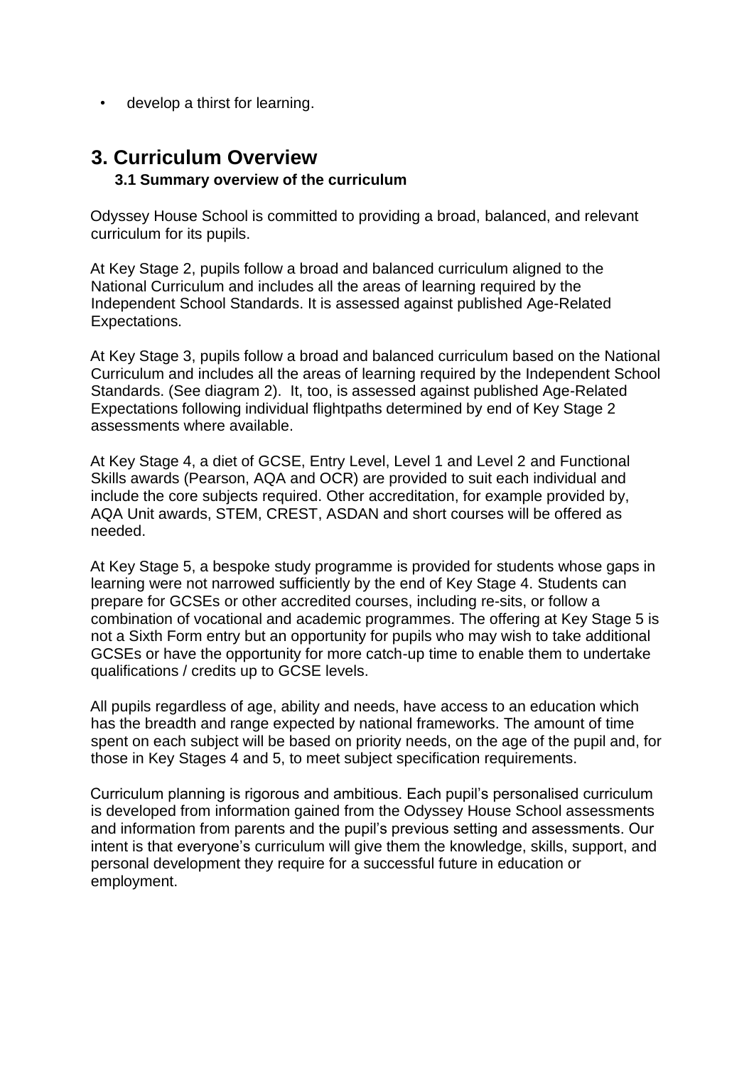- develop a thirst for learning.

## 3. Curriculum Overview

### 3.1 Summary overview of the curriculum

Odyssey House School is committed to providing a broad, balanced, and relevant curriculum for its pupils.

At Key Stage 2, pupils follow a broad and balanced curriculum aligned to the National Curriculum and includes all the areas of learning required by the Independent School Standards. It is assessed against published Age-Related Expectations.

At Key Stage 3, pupils follow a broad and balanced curriculum based on the National Curriculum and includes all the areas of learning required by the Independent School Standards. (See diagram 2). It, too, is assessed against published Age-Related Expectations following individual flightpaths determined by end of Key Stage 2 assessments where available.

At Key Stage 4, a diet of GCSE, Entry Level, Level 1 and Level 2 and Functional Skills awards (Pearson, AQA and OCR) are provided to suit each individual and include the core subjects required. Other accreditation, for example provided by, AQA Unit awards, STEM, CREST, ASDAN and short courses will be offered as needed.

At Key Stage 5, a bespoke study programme is provided for students whose gaps in learning were not narrowed sufficiently by the end of Key Stage 4. Students can prepare for GCSEs or other accredited courses, including re-sits, or follow a combination of vocational and academic programmes. The offering at Key Stage 5 is not a Sixth Form entry but an opportunity for pupils who may wish to take additional GCSEs or have the opportunity for more catch-up time to enable them to undertake qualifications / credits up to GCSE levels.

All pupils regardless of age, ability and needs, have access to an education which has the breadth and range expected by national frameworks. The amount of time spent on each subject will be based on priority needs, on the age of the pupil and, for those in Key Stages 4 and 5, to meet subject specification requirements.

Curriculum planning is rigorous and ambitious. Each pupil's personalised curriculum is developed from information gained from the Odyssey House School assessments and information from parents and the pupil's previous setting and assessments. Our intent is that everyone's curriculum will give them the knowledge, skills, support, and personal development they require for a successful future in education or employment.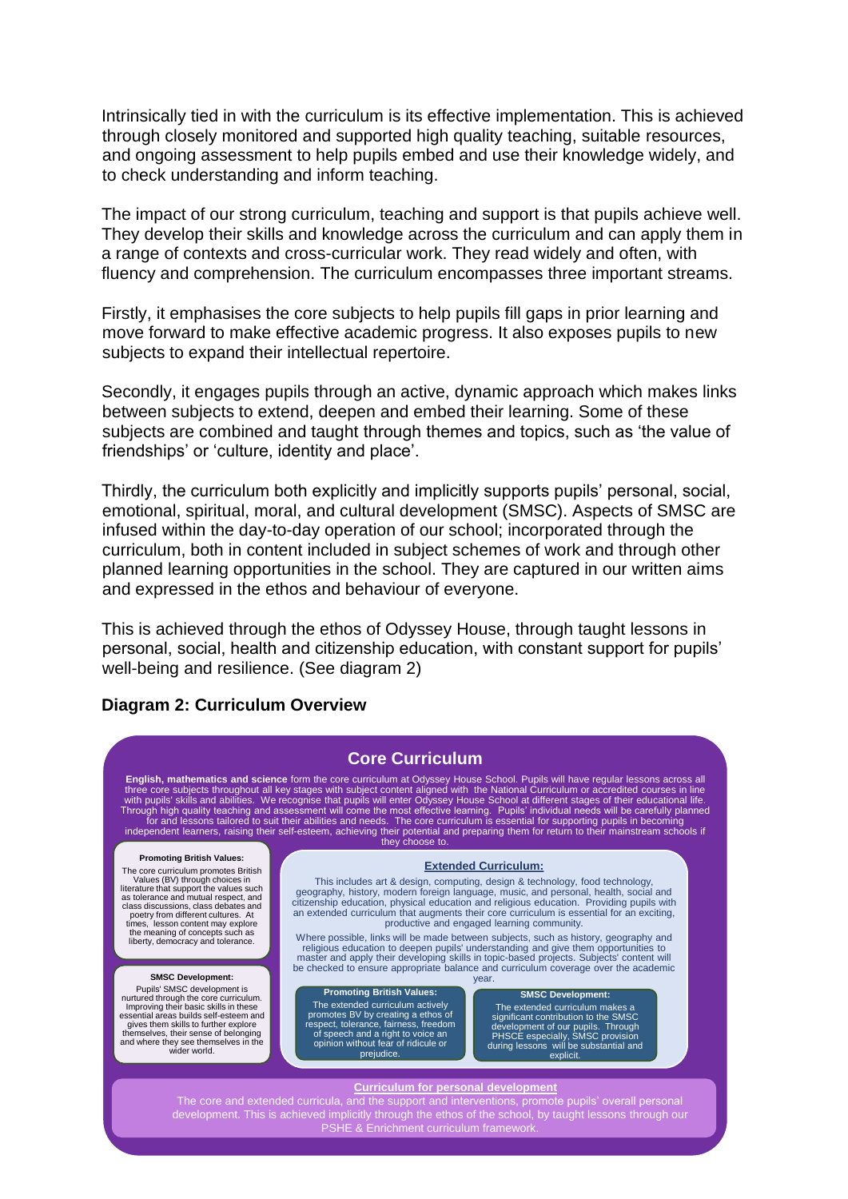Intrinsically tied in with the curriculum is its effective implementation. This is achieved through closely monitored and supported high quality teaching, suitable resources, and ongoing assessment to help pupils embed and use their knowledge widely, and to check understanding and inform teaching.

The impact of our strong curriculum, teaching and support is that pupils achieve well. They develop their skills and knowledge across the curriculum and can apply them in a range of contexts and cross-curricular work. They read widely and often, with fluency and comprehension. The curriculum encompasses three important streams.

Firstly, it emphasises the core subjects to help pupils fill gaps in prior learning and move forward to make effective academic progress. It also exposes pupils to new subjects to expand their intellectual repertoire.

Secondly, it engages pupils through an active, dynamic approach which makes links between subjects to extend, deepen and embed their learning. Some of these subjects are combined and taught through themes and topics, such as 'the value of friendships' or 'culture, identity and place'.

Thirdly, the curriculum both explicitly and implicitly supports pupils' personal, social, emotional, spiritual, moral, and cultural development (SMSC). Aspects of SMSC are infused within the day-to-day operation of our school; incorporated through the curriculum, both in content included in subject schemes of work and through other planned learning opportunities in the school. They are captured in our written aims and expressed in the ethos and behaviour of everyone.

This is achieved through the ethos of Odyssey House, through taught lessons in personal, social, health and citizenship education, with constant support for pupils' well-being and resilience. (See diagram 2)

**Diagram 2: Curriculum Overview**

## Core Curriculum

**English, mathematics and science** form the core curriculum at Odyssey House School. Pupils will have regular lessons across all three core subjects throughout all key stages with subject content aligned with the National Curriculum or accredited courses in line with pupils' skills and abilities. We recognise that pupils will enter Odyssey House School at different stages of their educational life. Through high quality teaching and assessment will come the most effective learning. Pupils' individual needs will be carefully planned for and lessons tailored to suit their abilities and needs. The core curriculum is essential for supporting pupils in becoming independent learners, raising their self-esteem, achieving their potential and preparing them for return to their mainstream schools if they choose to.

**Promoting British Values:**

The core curriculum promotes British Values (BV) through choices in literature that support the values such as tolerance and mutual respect, and class discussions, class debates and poetry from different cultures. At times, lesson content may explore the meaning of concepts such as liberty, democracy and tolerance.

**SMSC Development:**

Pupils' SMSC development is nurtured through the core curriculum. Improving their basic skills in these essential areas builds self-esteem and gives them skills to further explore themselves, their sense of belonging and where they see themselves in the wider world.

### Extended Curriculum:

This includes art & design, computing, design & technology, food technology, geography, history, modern foreign language, music, and personal, health, social and citizenship education, physical education and religious education. Providing pupils with an extended curriculum that augments their core curriculum is essential for an exciting, productive and engaged learning community.

Where possible, links will be made between subjects, such as history, geography and religious education to deepen pupils' understanding and give them opportunities to master and apply their developing skills in topic-based projects. Subjects' content will be checked to ensure appropriate balance and curriculum coverage over the academic year.

**Promoting British Values:**

The extended curriculum actively promotes BV by creating a ethos of respect, tolerance, fairness, freedom of speech and a right to voice an opinion without fear of ridicule or prejudice.

**SMSC Development:**

The extended curriculum makes a significant contribution to the SMSC development of our pupils. Through PHSCE especially, SMSC provision during lessons will be substantial and explicit.

### Curriculum for personal development

The core and extended curricula, and the support and interventions, promote pupils' overall personal development. This is achieved implicitly through the ethos of the school, by taught lessons through our PSHE & Enrichment curriculum framework.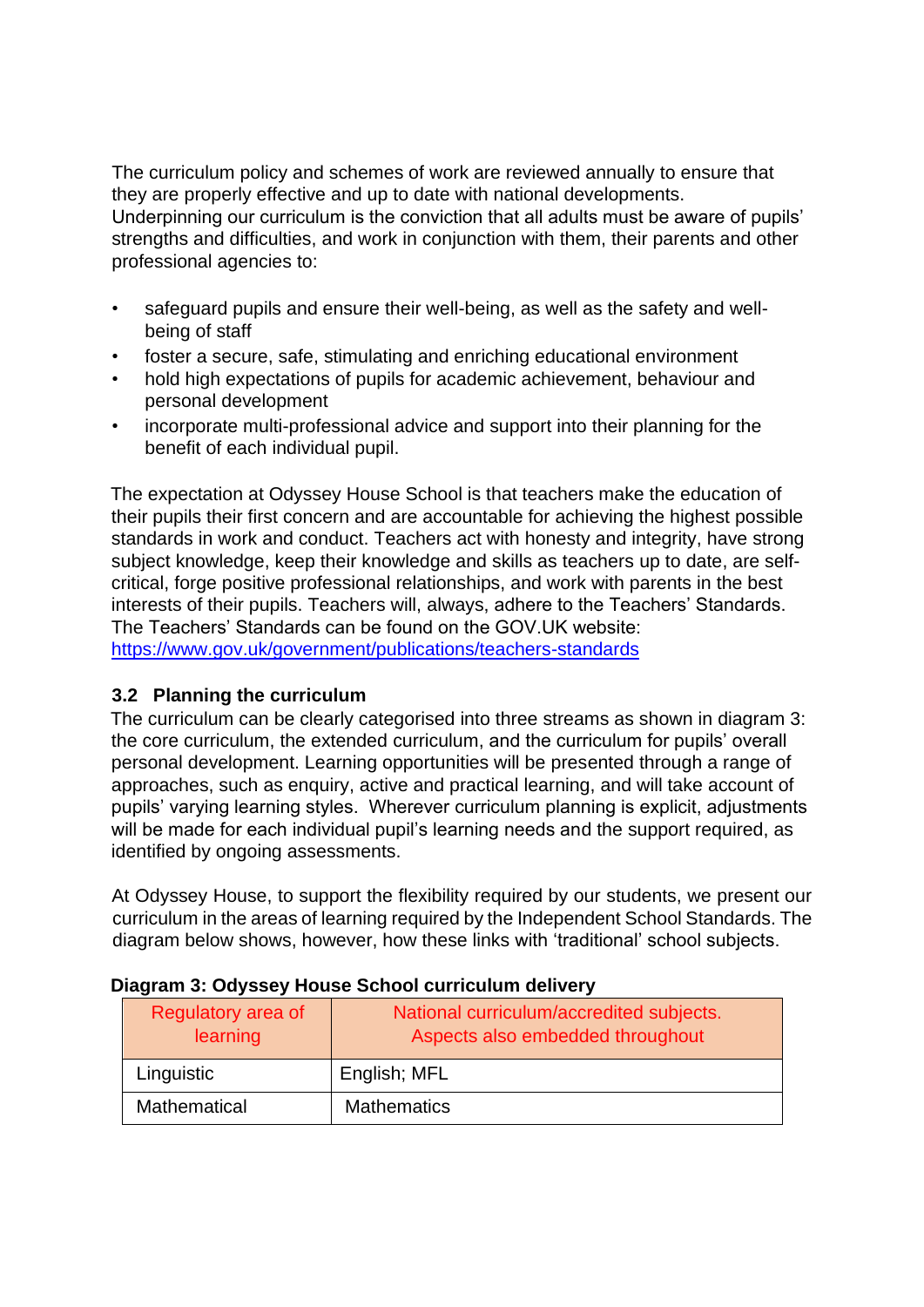The curriculum policy and schemes of work are reviewed annually to ensure that they are properly effective and up to date with national developments.
Underpinning our curriculum is the conviction that all adults must be aware of pupils' strengths and difficulties, and work in conjunction with them, their parents and other professional agencies to:

- safeguard pupils and ensure their well-being, as well as the safety and well-being of staff
- foster a secure, safe, stimulating and enriching educational environment
- hold high expectations of pupils for academic achievement, behaviour and personal development
- incorporate multi-professional advice and support into their planning for the benefit of each individual pupil.

The expectation at Odyssey House School is that teachers make the education of their pupils their first concern and are accountable for achieving the highest possible standards in work and conduct. Teachers act with honesty and integrity, have strong subject knowledge, keep their knowledge and skills as teachers up to date, are self-critical, forge positive professional relationships, and work with parents in the best interests of their pupils. Teachers will, always, adhere to the Teachers' Standards. The Teachers' Standards can be found on the GOV.UK website: https://www.gov.uk/government/publications/teachers-standards

### 3.2 Planning the curriculum

The curriculum can be clearly categorised into three streams as shown in diagram 3: the core curriculum, the extended curriculum, and the curriculum for pupils' overall personal development. Learning opportunities will be presented through a range of approaches, such as enquiry, active and practical learning, and will take account of pupils' varying learning styles. Wherever curriculum planning is explicit, adjustments will be made for each individual pupil's learning needs and the support required, as identified by ongoing assessments.

At Odyssey House, to support the flexibility required by our students, we present our curriculum in the areas of learning required by the Independent School Standards. The diagram below shows, however, how these links with 'traditional' school subjects.

**Diagram 3: Odyssey House School curriculum delivery**

| Regulatory area of learning | National curriculum/accredited subjects. Aspects also embedded throughout |
| --- | --- |
| Linguistic | English; MFL |
| Mathematical | Mathematics |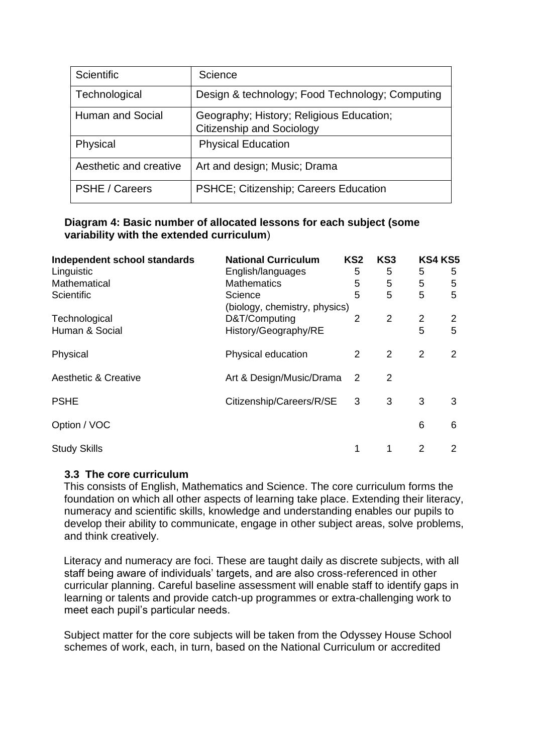| Scientific | Science |
|---|---|
| Technological | Design & technology; Food Technology; Computing |
| Human and Social | Geography; History; Religious Education; Citizenship and Sociology |
| Physical | Physical Education |
| Aesthetic and creative | Art and design; Music; Drama |
| PSHE / Careers | PSHCE; Citizenship; Careers Education |

**Diagram 4: Basic number of allocated lessons for each subject (some variability with the extended curriculum)**

| Independent school standards | National Curriculum | KS2 | KS3 | KS4 | KS5 |
|---|---|---|---|---|---|
| Linguistic | English/languages | 5 | 5 | 5 | 5 |
| Mathematical | Mathematics | 5 | 5 | 5 | 5 |
| Scientific | Science (biology, chemistry, physics) | 5 | 5 | 5 | 5 |
| Technological | D&T/Computing | 2 | 2 | 2 | 2 |
| Human & Social | History/Geography/RE | | | 5 | 5 |
| Physical | Physical education | 2 | 2 | 2 | 2 |
| Aesthetic & Creative | Art & Design/Music/Drama | 2 | 2 | | |
| PSHE | Citizenship/Careers/R/SE | 3 | 3 | 3 | 3 |
| Option / VOC | | | | 6 | 6 |
| Study Skills | | 1 | 1 | 2 | 2 |

### 3.3 The core curriculum

This consists of English, Mathematics and Science. The core curriculum forms the foundation on which all other aspects of learning take place. Extending their literacy, numeracy and scientific skills, knowledge and understanding enables our pupils to develop their ability to communicate, engage in other subject areas, solve problems, and think creatively.

Literacy and numeracy are foci. These are taught daily as discrete subjects, with all staff being aware of individuals' targets, and are also cross-referenced in other curricular planning. Careful baseline assessment will enable staff to identify gaps in learning or talents and provide catch-up programmes or extra-challenging work to meet each pupil's particular needs.

Subject matter for the core subjects will be taken from the Odyssey House School schemes of work, each, in turn, based on the National Curriculum or accredited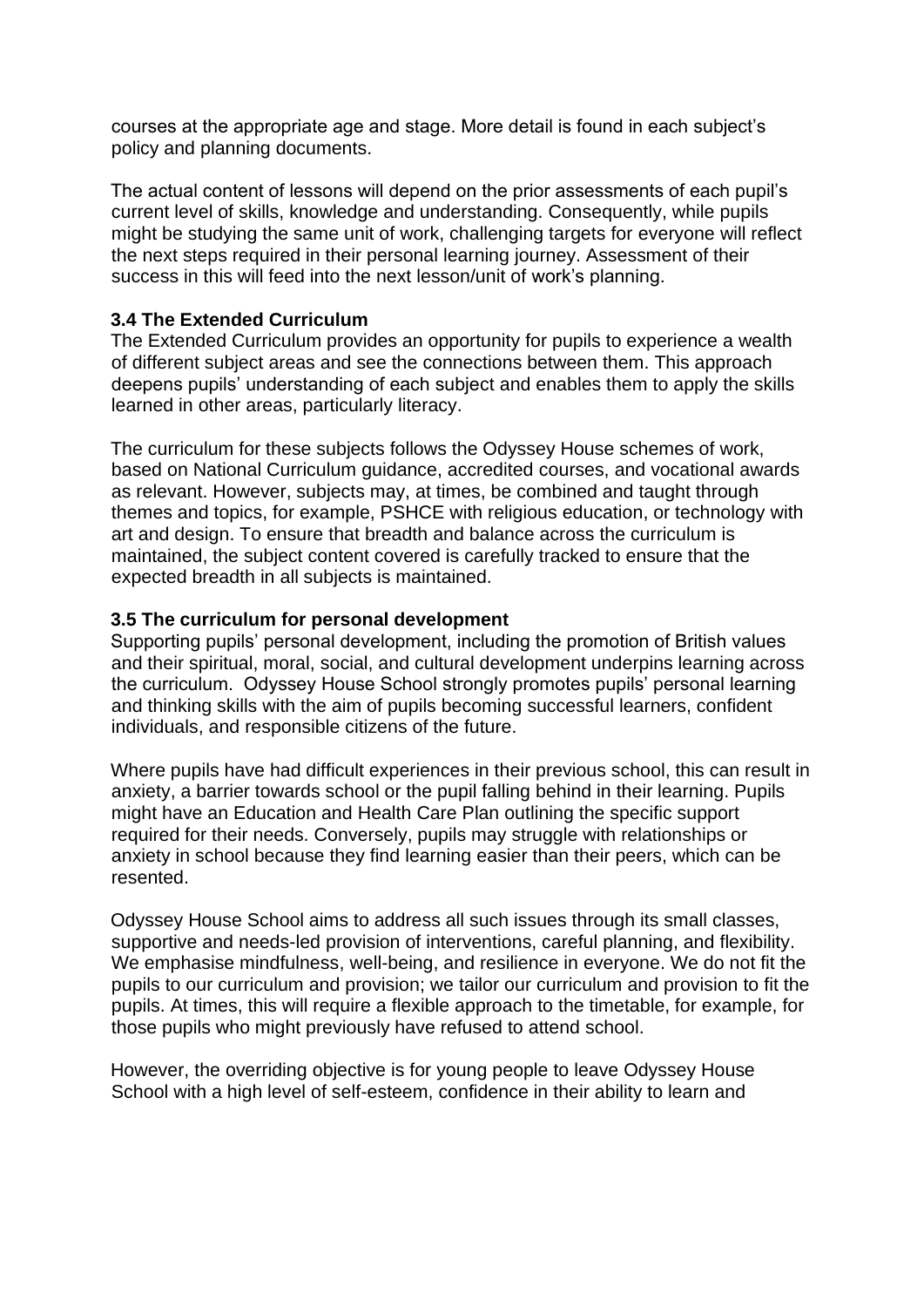courses at the appropriate age and stage. More detail is found in each subject's policy and planning documents.

The actual content of lessons will depend on the prior assessments of each pupil's current level of skills, knowledge and understanding. Consequently, while pupils might be studying the same unit of work, challenging targets for everyone will reflect the next steps required in their personal learning journey. Assessment of their success in this will feed into the next lesson/unit of work's planning.

### 3.4 The Extended Curriculum

The Extended Curriculum provides an opportunity for pupils to experience a wealth of different subject areas and see the connections between them. This approach deepens pupils' understanding of each subject and enables them to apply the skills learned in other areas, particularly literacy.

The curriculum for these subjects follows the Odyssey House schemes of work, based on National Curriculum guidance, accredited courses, and vocational awards as relevant. However, subjects may, at times, be combined and taught through themes and topics, for example, PSHCE with religious education, or technology with art and design. To ensure that breadth and balance across the curriculum is maintained, the subject content covered is carefully tracked to ensure that the expected breadth in all subjects is maintained.

### 3.5 The curriculum for personal development

Supporting pupils' personal development, including the promotion of British values and their spiritual, moral, social, and cultural development underpins learning across the curriculum. Odyssey House School strongly promotes pupils' personal learning and thinking skills with the aim of pupils becoming successful learners, confident individuals, and responsible citizens of the future.

Where pupils have had difficult experiences in their previous school, this can result in anxiety, a barrier towards school or the pupil falling behind in their learning. Pupils might have an Education and Health Care Plan outlining the specific support required for their needs. Conversely, pupils may struggle with relationships or anxiety in school because they find learning easier than their peers, which can be resented.

Odyssey House School aims to address all such issues through its small classes, supportive and needs-led provision of interventions, careful planning, and flexibility. We emphasise mindfulness, well-being, and resilience in everyone. We do not fit the pupils to our curriculum and provision; we tailor our curriculum and provision to fit the pupils. At times, this will require a flexible approach to the timetable, for example, for those pupils who might previously have refused to attend school.

However, the overriding objective is for young people to leave Odyssey House School with a high level of self-esteem, confidence in their ability to learn and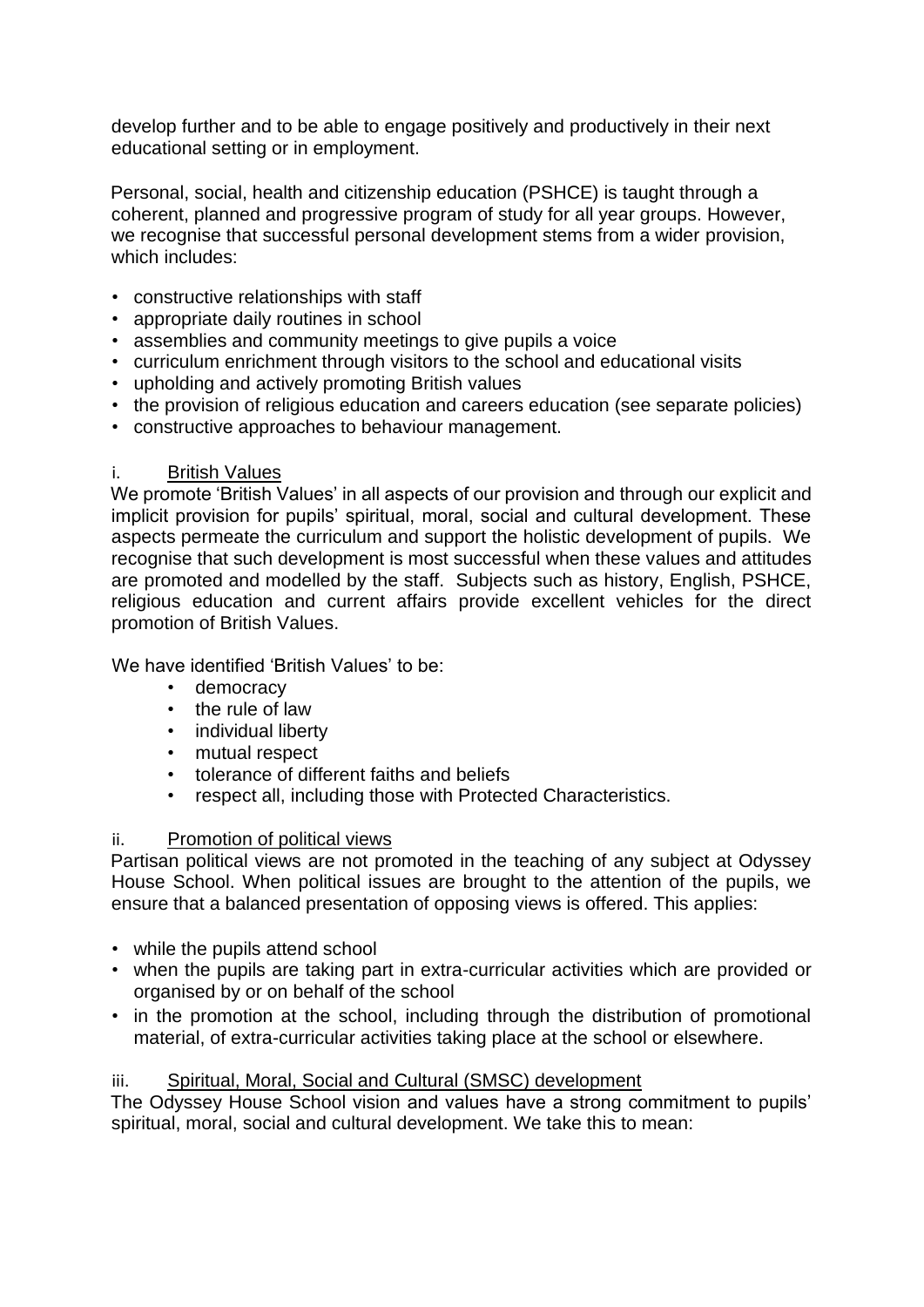develop further and to be able to engage positively and productively in their next educational setting or in employment.

Personal, social, health and citizenship education (PSHCE) is taught through a coherent, planned and progressive program of study for all year groups. However, we recognise that successful personal development stems from a wider provision, which includes:

- constructive relationships with staff
- appropriate daily routines in school
- assemblies and community meetings to give pupils a voice
- curriculum enrichment through visitors to the school and educational visits
- upholding and actively promoting British values
- the provision of religious education and careers education (see separate policies)
- constructive approaches to behaviour management.

i. British Values

We promote 'British Values' in all aspects of our provision and through our explicit and implicit provision for pupils' spiritual, moral, social and cultural development. These aspects permeate the curriculum and support the holistic development of pupils. We recognise that such development is most successful when these values and attitudes are promoted and modelled by the staff. Subjects such as history, English, PSHCE, religious education and current affairs provide excellent vehicles for the direct promotion of British Values.

We have identified 'British Values' to be:

- democracy
- the rule of law
- individual liberty
- mutual respect
- tolerance of different faiths and beliefs
- respect all, including those with Protected Characteristics.

ii. Promotion of political views

Partisan political views are not promoted in the teaching of any subject at Odyssey House School. When political issues are brought to the attention of the pupils, we ensure that a balanced presentation of opposing views is offered. This applies:

- while the pupils attend school
- when the pupils are taking part in extra-curricular activities which are provided or organised by or on behalf of the school
- in the promotion at the school, including through the distribution of promotional material, of extra-curricular activities taking place at the school or elsewhere.

iii. Spiritual, Moral, Social and Cultural (SMSC) development

The Odyssey House School vision and values have a strong commitment to pupils' spiritual, moral, social and cultural development. We take this to mean: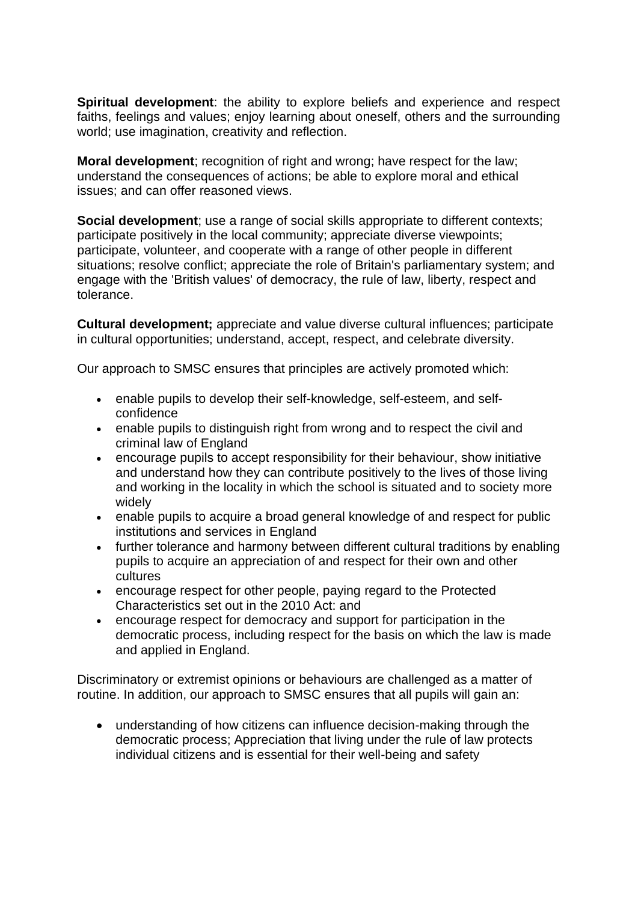**Spiritual development**: the ability to explore beliefs and experience and respect faiths, feelings and values; enjoy learning about oneself, others and the surrounding world; use imagination, creativity and reflection.

**Moral development**; recognition of right and wrong; have respect for the law; understand the consequences of actions; be able to explore moral and ethical issues; and can offer reasoned views.

**Social development**; use a range of social skills appropriate to different contexts; participate positively in the local community; appreciate diverse viewpoints; participate, volunteer, and cooperate with a range of other people in different situations; resolve conflict; appreciate the role of Britain's parliamentary system; and engage with the 'British values' of democracy, the rule of law, liberty, respect and tolerance.

**Cultural development;** appreciate and value diverse cultural influences; participate in cultural opportunities; understand, accept, respect, and celebrate diversity.

Our approach to SMSC ensures that principles are actively promoted which:

- enable pupils to develop their self-knowledge, self-esteem, and self-confidence
- enable pupils to distinguish right from wrong and to respect the civil and criminal law of England
- encourage pupils to accept responsibility for their behaviour, show initiative and understand how they can contribute positively to the lives of those living and working in the locality in which the school is situated and to society more widely
- enable pupils to acquire a broad general knowledge of and respect for public institutions and services in England
- further tolerance and harmony between different cultural traditions by enabling pupils to acquire an appreciation of and respect for their own and other cultures
- encourage respect for other people, paying regard to the Protected Characteristics set out in the 2010 Act: and
- encourage respect for democracy and support for participation in the democratic process, including respect for the basis on which the law is made and applied in England.

Discriminatory or extremist opinions or behaviours are challenged as a matter of routine. In addition, our approach to SMSC ensures that all pupils will gain an:

- understanding of how citizens can influence decision-making through the democratic process; Appreciation that living under the rule of law protects individual citizens and is essential for their well-being and safety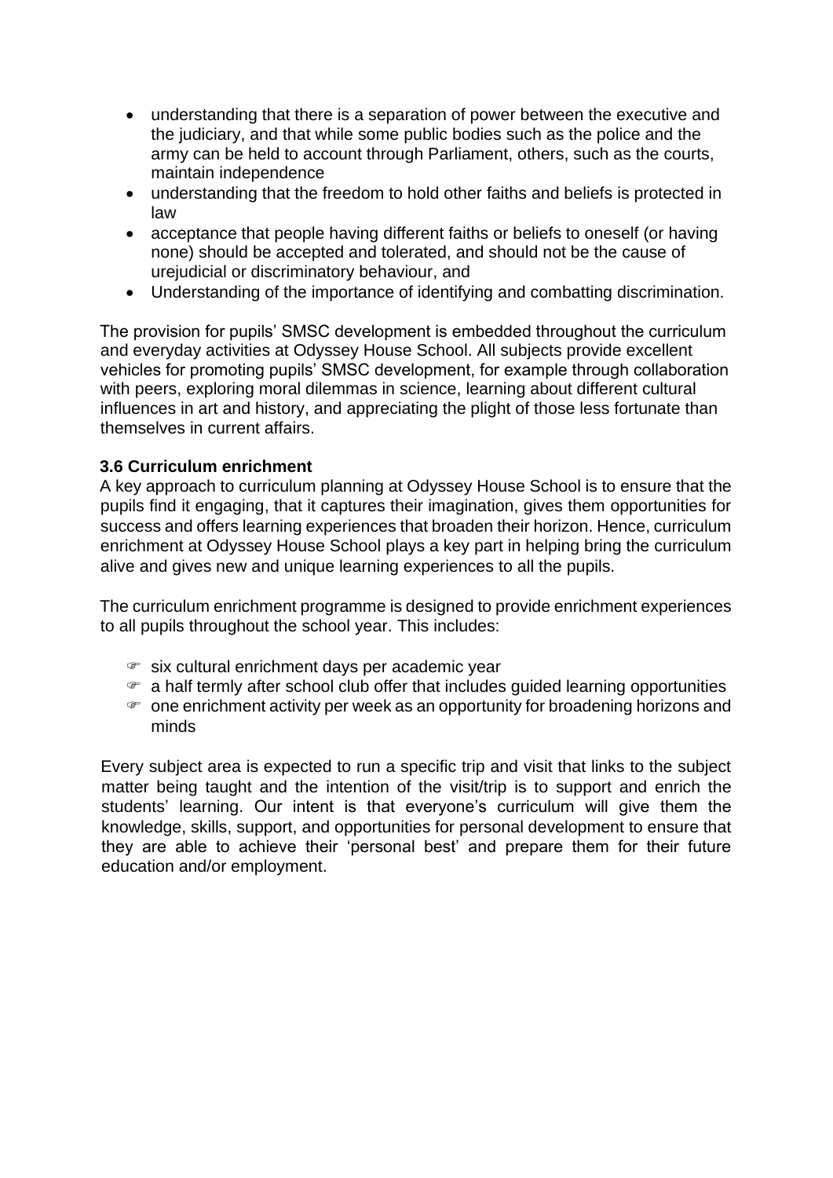- understanding that there is a separation of power between the executive and the judiciary, and that while some public bodies such as the police and the army can be held to account through Parliament, others, such as the courts, maintain independence
- understanding that the freedom to hold other faiths and beliefs is protected in law
- acceptance that people having different faiths or beliefs to oneself (or having none) should be accepted and tolerated, and should not be the cause of urejudicial or discriminatory behaviour, and
- Understanding of the importance of identifying and combatting discrimination.

The provision for pupils' SMSC development is embedded throughout the curriculum and everyday activities at Odyssey House School. All subjects provide excellent vehicles for promoting pupils' SMSC development, for example through collaboration with peers, exploring moral dilemmas in science, learning about different cultural influences in art and history, and appreciating the plight of those less fortunate than themselves in current affairs.

### 3.6 Curriculum enrichment

A key approach to curriculum planning at Odyssey House School is to ensure that the pupils find it engaging, that it captures their imagination, gives them opportunities for success and offers learning experiences that broaden their horizon. Hence, curriculum enrichment at Odyssey House School plays a key part in helping bring the curriculum alive and gives new and unique learning experiences to all the pupils.

The curriculum enrichment programme is designed to provide enrichment experiences to all pupils throughout the school year. This includes:

- six cultural enrichment days per academic year
- a half termly after school club offer that includes guided learning opportunities
- one enrichment activity per week as an opportunity for broadening horizons and minds

Every subject area is expected to run a specific trip and visit that links to the subject matter being taught and the intention of the visit/trip is to support and enrich the students' learning. Our intent is that everyone's curriculum will give them the knowledge, skills, support, and opportunities for personal development to ensure that they are able to achieve their 'personal best' and prepare them for their future education and/or employment.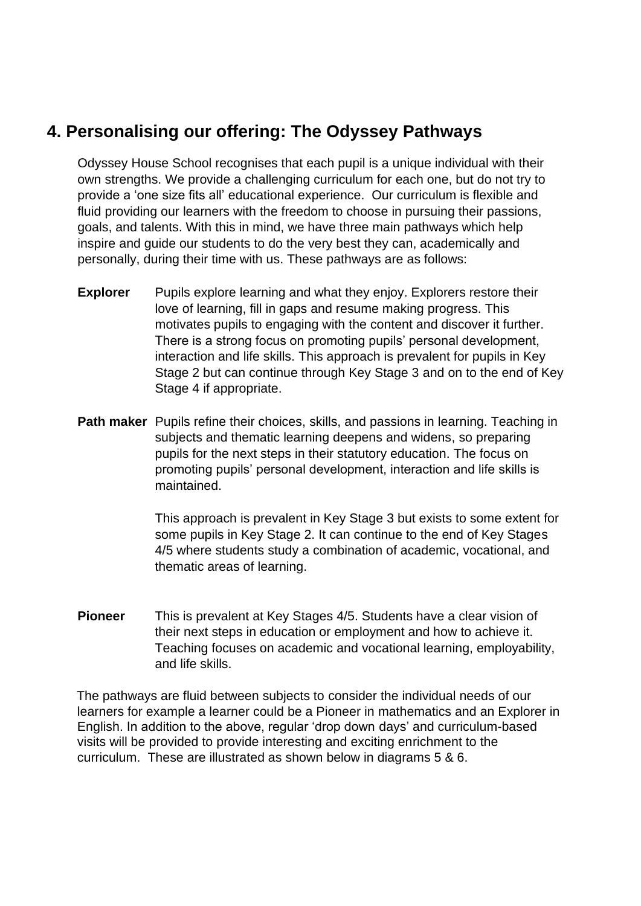## 4. Personalising our offering: The Odyssey Pathways

Odyssey House School recognises that each pupil is a unique individual with their own strengths. We provide a challenging curriculum for each one, but do not try to provide a 'one size fits all' educational experience. Our curriculum is flexible and fluid providing our learners with the freedom to choose in pursuing their passions, goals, and talents. With this in mind, we have three main pathways which help inspire and guide our students to do the very best they can, academically and personally, during their time with us. These pathways are as follows:

**Explorer** Pupils explore learning and what they enjoy. Explorers restore their love of learning, fill in gaps and resume making progress. This motivates pupils to engaging with the content and discover it further. There is a strong focus on promoting pupils' personal development, interaction and life skills. This approach is prevalent for pupils in Key Stage 2 but can continue through Key Stage 3 and on to the end of Key Stage 4 if appropriate.

**Path maker** Pupils refine their choices, skills, and passions in learning. Teaching in subjects and thematic learning deepens and widens, so preparing pupils for the next steps in their statutory education. The focus on promoting pupils' personal development, interaction and life skills is maintained.

This approach is prevalent in Key Stage 3 but exists to some extent for some pupils in Key Stage 2. It can continue to the end of Key Stages 4/5 where students study a combination of academic, vocational, and thematic areas of learning.

**Pioneer** This is prevalent at Key Stages 4/5. Students have a clear vision of their next steps in education or employment and how to achieve it. Teaching focuses on academic and vocational learning, employability, and life skills.

The pathways are fluid between subjects to consider the individual needs of our learners for example a learner could be a Pioneer in mathematics and an Explorer in English. In addition to the above, regular 'drop down days' and curriculum-based visits will be provided to provide interesting and exciting enrichment to the curriculum. These are illustrated as shown below in diagrams 5 & 6.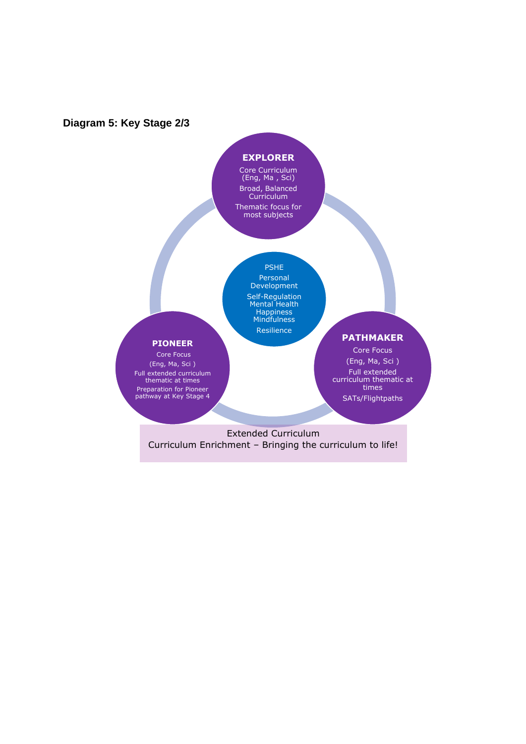**Diagram 5: Key Stage 2/3**

**EXPLORER**

Core Curriculum (Eng, Ma , Sci)

Broad, Balanced Curriculum

Thematic focus for most subjects

PSHE

Personal Development

Self-Regulation
Mental Health
Happiness
Mindfulness

Resilience

**PIONEER**

Core Focus

(Eng, Ma, Sci )

Full extended curriculum thematic at times

Preparation for Pioneer pathway at Key Stage 4

**PATHMAKER**

Core Focus

(Eng, Ma, Sci )

Full extended curriculum thematic at times

SATs/Flightpaths

Extended Curriculum
Curriculum Enrichment – Bringing the curriculum to life!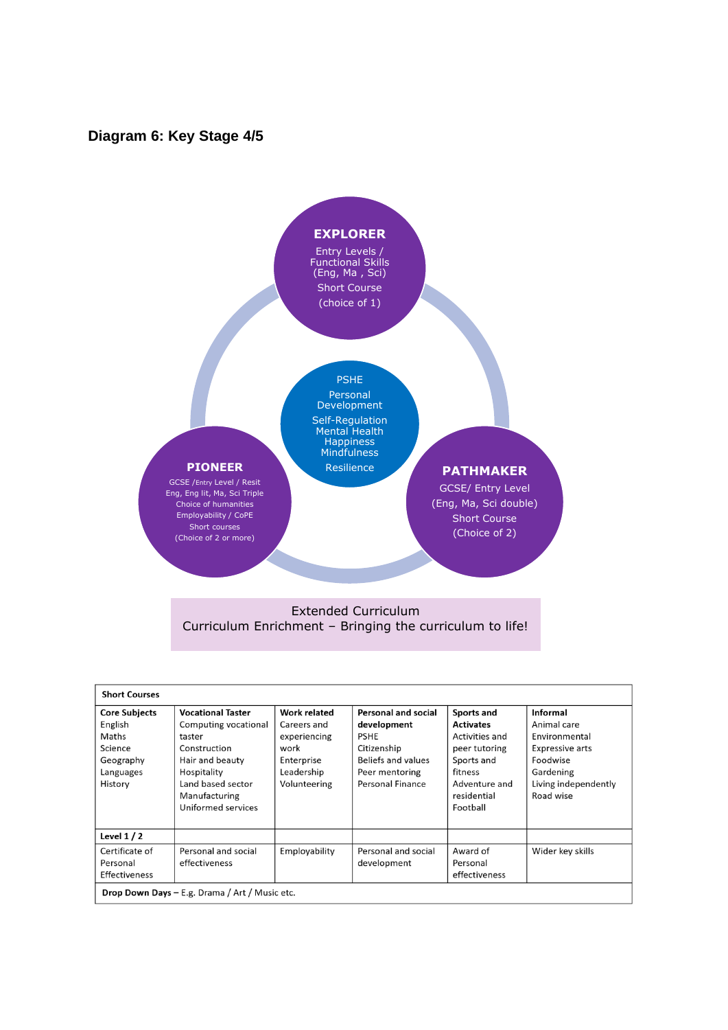## Diagram 6: Key Stage 4/5

**EXPLORER**
Entry Levels / Functional Skills (Eng, Ma , Sci)
Short Course
(choice of 1)

PSHE
Personal Development
Self-Regulation
Mental Health
Happiness
Mindfulness
Resilience

**PIONEER**
GCSE /Entry Level / Resit
Eng, Eng lit, Ma, Sci Triple
Choice of humanities
Employability / CoPE
Short courses
(Choice of 2 or more)

**PATHMAKER**
GCSE/ Entry Level
(Eng, Ma, Sci double)
Short Course
(Choice of 2)

Extended Curriculum
Curriculum Enrichment – Bringing the curriculum to life!

| **Short Courses** | | | | | |
|---|---|---|---|---|---|
| **Core Subjects**<br>English<br>Maths<br>Science<br>Geography<br>Languages<br>History | **Vocational Taster**<br>Computing vocational taster<br>Construction<br>Hair and beauty<br>Hospitality<br>Land based sector<br>Manufacturing<br>Uniformed services | **Work related**<br>Careers and experiencing work<br>Enterprise<br>Leadership<br>Volunteering | **Personal and social development**<br>PSHE<br>Citizenship<br>Beliefs and values<br>Peer mentoring<br>Personal Finance | **Sports and Activates**<br>Activities and peer tutoring<br>Sports and fitness<br>Adventure and residential<br>Football | **Informal**<br>Animal care<br>Environmental<br>Expressive arts<br>Foodwise<br>Gardening<br>Living independently<br>Road wise |
| **Level 1 / 2** | | | | | |
| Certificate of Personal Effectiveness | Personal and social effectiveness | Employability | Personal and social development | Award of Personal effectiveness | Wider key skills |
| **Drop Down Days** – E.g. Drama / Art / Music etc. | | | | | |